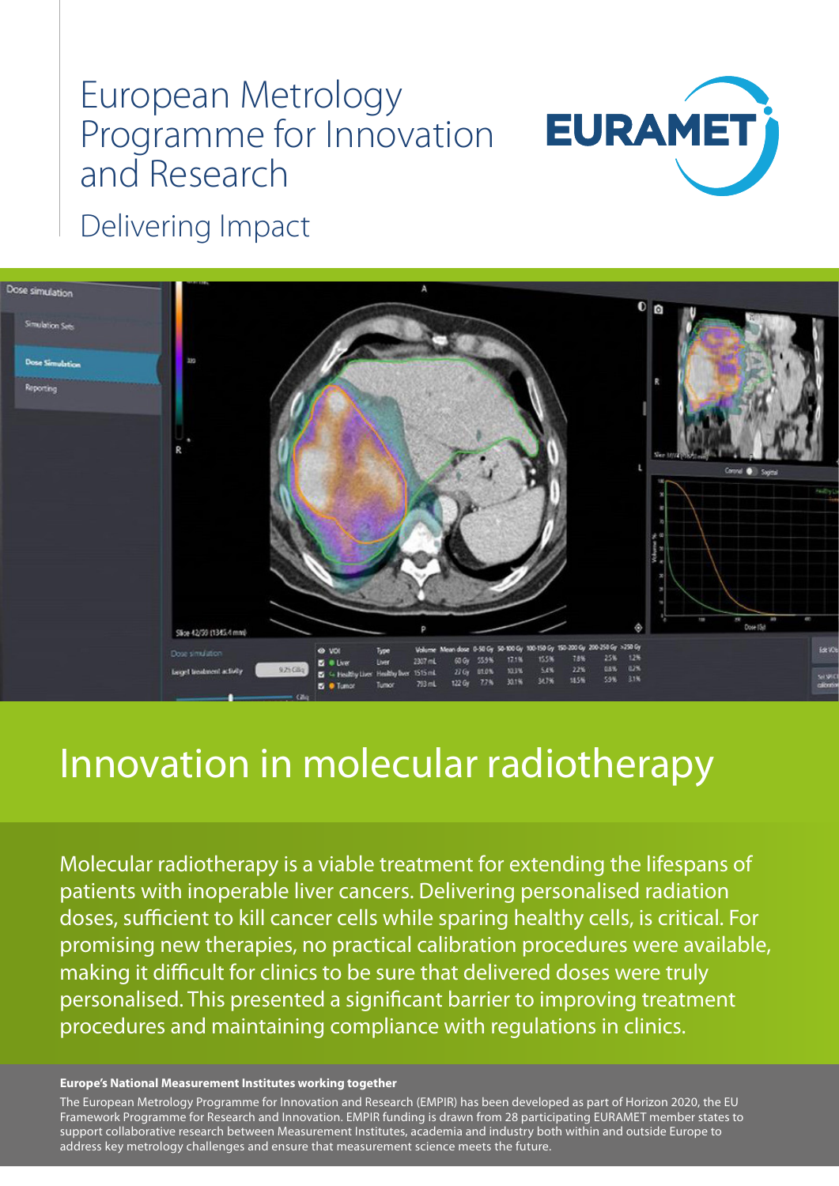# European Metrology Programme for Innovation and Research

## Delivering Impact

# Innovation in molecular radiotherapy

Molecular radiotherapy is a viable treatment for extending the lifespans of patients with inoperable liver cancers. Delivering personalised radiation doses, sufficient to kill cancer cells while sparing healthy cells, is critical. For promising new therapies, no practical calibration procedures were available, making it difficult for clinics to be sure that delivered doses were truly personalised. This presented a significant barrier to improving treatment procedures and maintaining compliance with regulations in clinics.

**Europe's National Measurement Institutes working together**

The European Metrology Programme for Innovation and Research (EMPIR) has been developed as part of Horizon 2020, the EU Framework Programme for Research and Innovation. EMPIR funding is drawn from 28 participating EURAMET member states to support collaborative research between Measurement Institutes, academia and industry both within and outside Europe to address key metrology challenges and ensure that measurement science meets the future.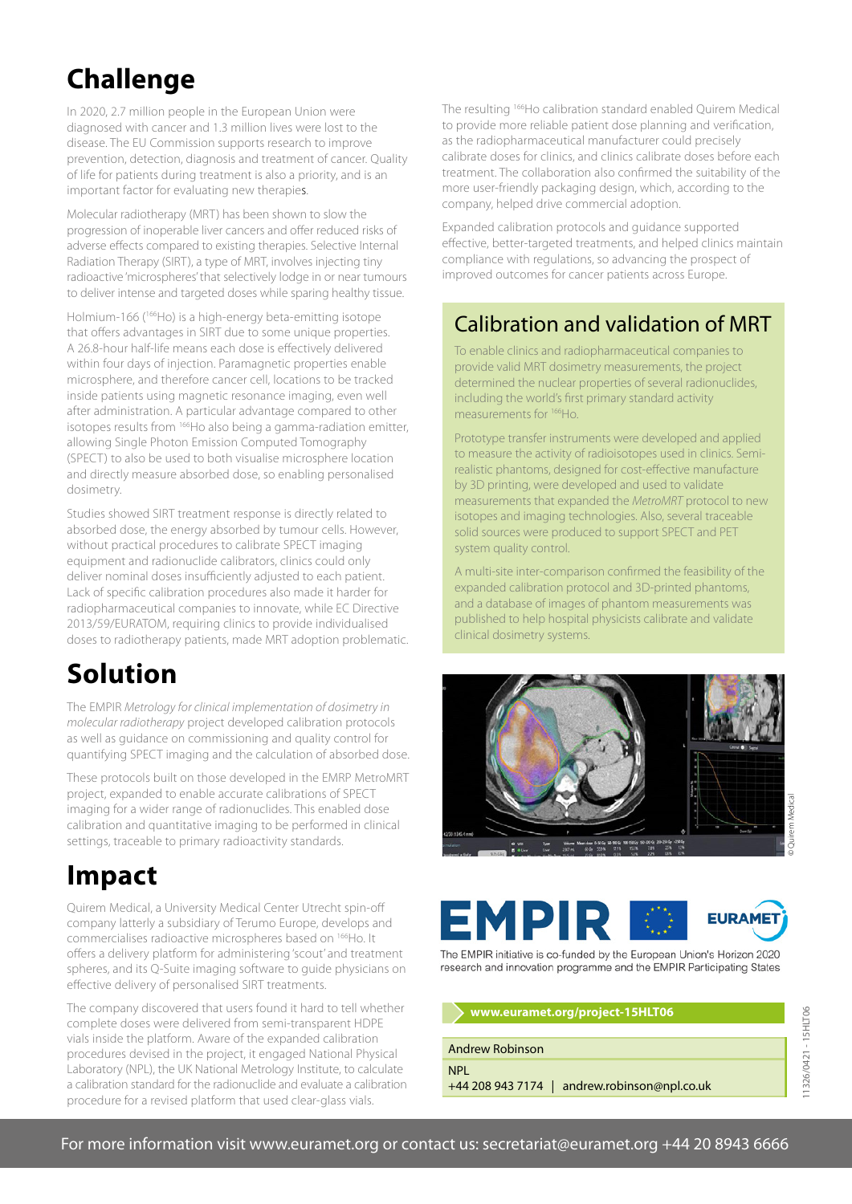# Challenge

In 2020, 2.7 million people in the European Union were diagnosed with cancer and 1.3 million lives were lost to the disease. The EU Commission supports research to improve prevention, detection, diagnosis and treatment of cancer. Quality of life for patients during treatment is also a priority, and is an important factor for evaluating new therapies.

Molecular radiotherapy (MRT) has been shown to slow the progression of inoperable liver cancers and offer reduced risks of adverse effects compared to existing therapies. Selective Internal Radiation Therapy (SIRT), a type of MRT, involves injecting tiny radioactive 'microspheres' that selectively lodge in or near tumours to deliver intense and targeted doses while sparing healthy tissue.

Holmium-166 ($^{166}$Ho) is a high-energy beta-emitting isotope that offers advantages in SIRT due to some unique properties. A 26.8-hour half-life means each dose is effectively delivered within four days of injection. Paramagnetic properties enable microsphere, and therefore cancer cell, locations to be tracked inside patients using magnetic resonance imaging, even well after administration. A particular advantage compared to other isotopes results from $^{166}$Ho also being a gamma-radiation emitter, allowing Single Photon Emission Computed Tomography (SPECT) to also be used to both visualise microsphere location and directly measure absorbed dose, so enabling personalised dosimetry.

Studies showed SIRT treatment response is directly related to absorbed dose, the energy absorbed by tumour cells. However, without practical procedures to calibrate SPECT imaging equipment and radionuclide calibrators, clinics could only deliver nominal doses insufficiently adjusted to each patient. Lack of specific calibration procedures also made it harder for radiopharmaceutical companies to innovate, while EC Directive 2013/59/EURATOM, requiring clinics to provide individualised doses to radiotherapy patients, made MRT adoption problematic.

# Solution

The EMPIR *Metrology for clinical implementation of dosimetry in molecular radiotherapy* project developed calibration protocols as well as guidance on commissioning and quality control for quantifying SPECT imaging and the calculation of absorbed dose.

These protocols built on those developed in the EMRP MetroMRT project, expanded to enable accurate calibrations of SPECT imaging for a wider range of radionuclides. This enabled dose calibration and quantitative imaging to be performed in clinical settings, traceable to primary radioactivity standards.

# Impact

Quirem Medical, a University Medical Center Utrecht spin-off company latterly a subsidiary of Terumo Europe, develops and commercialises radioactive microspheres based on $^{166}$Ho. It offers a delivery platform for administering 'scout' and treatment spheres, and its Q-Suite imaging software to guide physicians on effective delivery of personalised SIRT treatments.

The company discovered that users found it hard to tell whether complete doses were delivered from semi-transparent HDPE vials inside the platform. Aware of the expanded calibration procedures devised in the project, it engaged National Physical Laboratory (NPL), the UK National Metrology Institute, to calculate a calibration standard for the radionuclide and evaluate a calibration procedure for a revised platform that used clear-glass vials.

The resulting $^{166}$Ho calibration standard enabled Quirem Medical to provide more reliable patient dose planning and verification, as the radiopharmaceutical manufacturer could precisely calibrate doses for clinics, and clinics calibrate doses before each treatment. The collaboration also confirmed the suitability of the more user-friendly packaging design, which, according to the company, helped drive commercial adoption.

Expanded calibration protocols and guidance supported effective, better-targeted treatments, and helped clinics maintain compliance with regulations, so advancing the prospect of improved outcomes for cancer patients across Europe.

## Calibration and validation of MRT

To enable clinics and radiopharmaceutical companies to provide valid MRT dosimetry measurements, the project determined the nuclear properties of several radionuclides, including the world's first primary standard activity measurements for $^{166}$Ho.

Prototype transfer instruments were developed and applied to measure the activity of radioisotopes used in clinics. Semi-realistic phantoms, designed for cost-effective manufacture by 3D printing, were developed and used to validate measurements that expanded the *MetroMRT* protocol to new isotopes and imaging technologies. Also, several traceable solid sources were produced to support SPECT and PET system quality control.

A multi-site inter-comparison confirmed the feasibility of the expanded calibration protocol and 3D-printed phantoms, and a database of images of phantom measurements was published to help hospital physicists calibrate and validate clinical dosimetry systems.

© Quirem Medical

The EMPIR initiative is co-funded by the European Union's Horizon 2020 research and innovation programme and the EMPIR Participating States

www.euramet.org/project-15HLT06

Andrew Robinson

NPL

+44 208 943 7174 | andrew.robinson@npl.co.uk

11326/0421 - 15HLT06

For more information visit www.euramet.org or contact us: secretariat@euramet.org +44 20 8943 6666